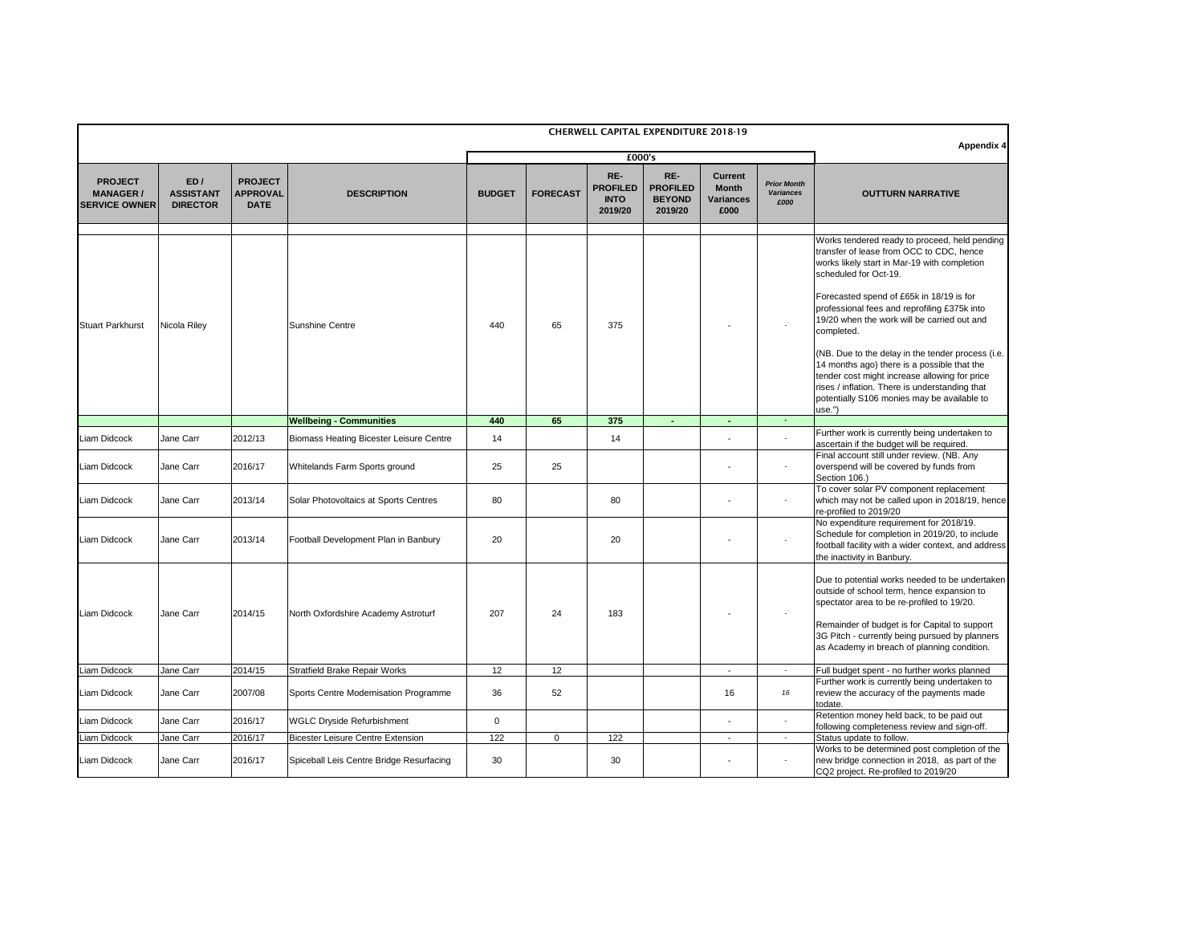# CHERWELL CAPITAL EXPENDITURE 2018-19

Appendix 4

| PROJECT MANAGER / SERVICE OWNER | ED / ASSISTANT DIRECTOR | PROJECT APPROVAL DATE | DESCRIPTION | BUDGET | FORECAST | RE-PROFILED INTO 2019/20 | RE-PROFILED BEYOND 2019/20 | Current Month Variances £000 | *Prior Month Variances £000* | OUTTURN NARRATIVE |
|---|---|---|---|---|---|---|---|---|---|---|
| | | | | £000's | | | | | | |
| Stuart Parkhurst | Nicola Riley | | Sunshine Centre | 440 | 65 | 375 | | - | - | Works tendered ready to proceed, held pending transfer of lease from OCC to CDC, hence works likely start in Mar-19 with completion scheduled for Oct-19. Forecasted spend of £65k in 18/19 is for professional fees and reprofiling £375k into 19/20 when the work will be carried out and completed. (NB. Due to the delay in the tender process (i.e. 14 months ago) there is a possible that the tender cost might increase allowing for price rises / inflation. There is understanding that potentially S106 monies may be available to use.") |
| | | | **Wellbeing - Communities** | **440** | **65** | **375** | **-** | **-** | **-** | |
| Liam Didcock | Jane Carr | 2012/13 | Biomass Heating Bicester Leisure Centre | 14 | | 14 | | - | - | Further work is currently being undertaken to ascertain if the budget will be required. |
| Liam Didcock | Jane Carr | 2016/17 | Whitelands Farm Sports ground | 25 | 25 | | | - | - | Final account still under review. (NB. Any overspend will be covered by funds from Section 106.) |
| Liam Didcock | Jane Carr | 2013/14 | Solar Photovoltaics at Sports Centres | 80 | | 80 | | - | - | To cover solar PV component replacement which may not be called upon in 2018/19, hence re-profiled to 2019/20 |
| Liam Didcock | Jane Carr | 2013/14 | Football Development Plan in Banbury | 20 | | 20 | | - | - | No expenditure requirement for 2018/19. Schedule for completion in 2019/20, to include football facility with a wider context, and address the inactivity in Banbury. |
| Liam Didcock | Jane Carr | 2014/15 | North Oxfordshire Academy Astroturf | 207 | 24 | 183 | | - | - | Due to potential works needed to be undertaken outside of school term, hence expansion to spectator area to be re-profiled to 19/20. Remainder of budget is for Capital to support 3G Pitch - currently being pursued by planners as Academy in breach of planning condition. |
| Liam Didcock | Jane Carr | 2014/15 | Stratfield Brake Repair Works | 12 | 12 | | | - | - | Full budget spent - no further works planned |
| Liam Didcock | Jane Carr | 2007/08 | Sports Centre Modernisation Programme | 36 | 52 | | | 16 | *16* | Further work is currently being undertaken to review the accuracy of the payments made todate. |
| Liam Didcock | Jane Carr | 2016/17 | WGLC Dryside Refurbishment | 0 | | | | - | - | Retention money held back, to be paid out following completeness review and sign-off. |
| Liam Didcock | Jane Carr | 2016/17 | Bicester Leisure Centre Extension | 122 | 0 | 122 | | - | - | Status update to follow. |
| Liam Didcock | Jane Carr | 2016/17 | Spiceball Leis Centre Bridge Resurfacing | 30 | | 30 | | - | - | Works to be determined post completion of the new bridge connection in 2018, as part of the CQ2 project. Re-profiled to 2019/20 |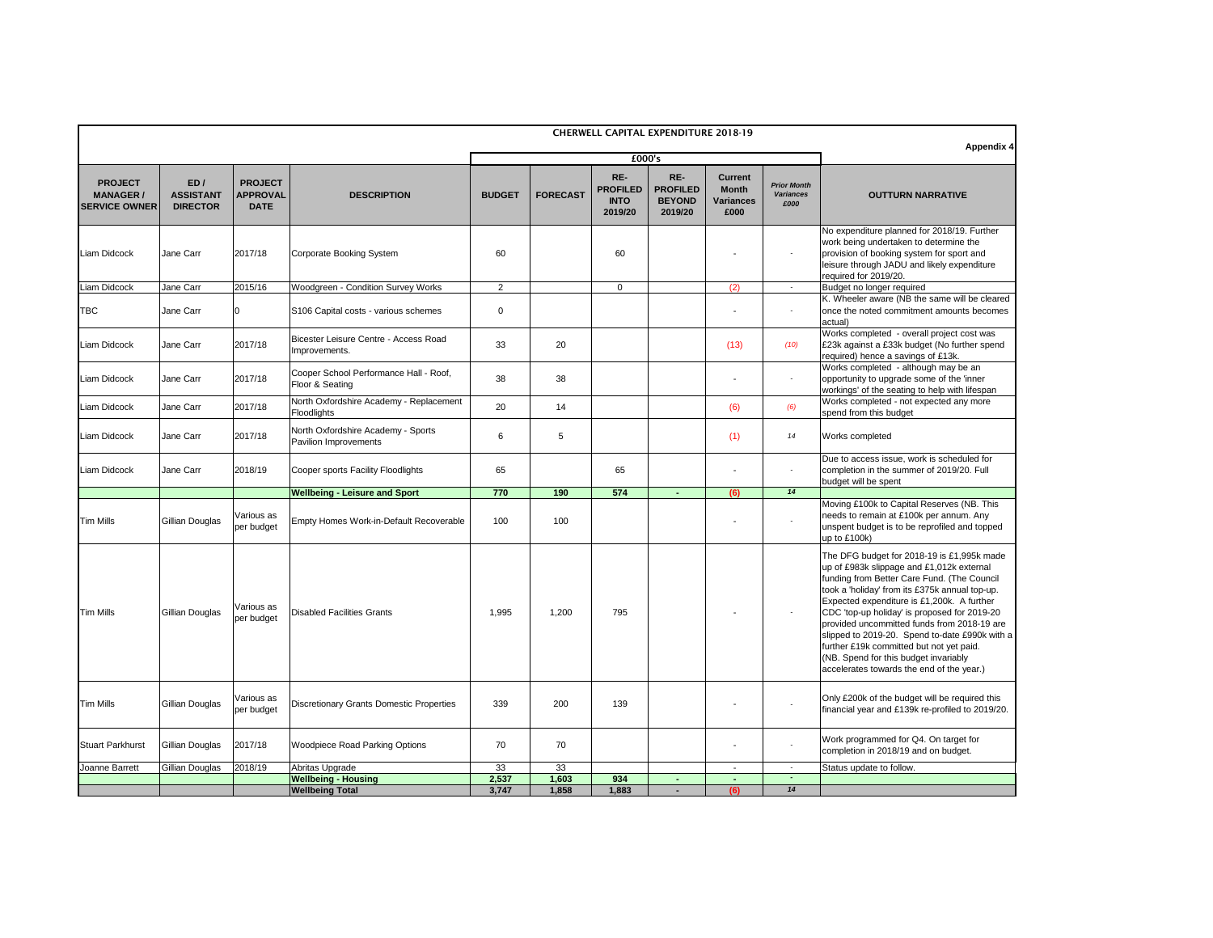## CHERWELL CAPITAL EXPENDITURE 2018-19

**Appendix 4**

| PROJECT MANAGER / SERVICE OWNER | ED / ASSISTANT DIRECTOR | PROJECT APPROVAL DATE | DESCRIPTION | £000's | | | | | | OUTTURN NARRATIVE |
|---|---|---|---|---|---|---|---|---|---|---|
| | | | | BUDGET | FORECAST | RE-PROFILED INTO 2019/20 | RE-PROFILED BEYOND 2019/20 | Current Month Variances £000 | *Prior Month Variances £000* | |
| Liam Didcock | Jane Carr | 2017/18 | Corporate Booking System | 60 | | 60 | | - | - | No expenditure planned for 2018/19. Further work being undertaken to determine the provision of booking system for sport and leisure through JADU and likely expenditure required for 2019/20. |
| Liam Didcock | Jane Carr | 2015/16 | Woodgreen - Condition Survey Works | 2 | | 0 | | (2) | - | Budget no longer required |
| TBC | Jane Carr | 0 | S106 Capital costs - various schemes | 0 | | | | - | - | K. Wheeler aware (NB the same will be cleared once the noted commitment amounts becomes actual) |
| Liam Didcock | Jane Carr | 2017/18 | Bicester Leisure Centre - Access Road Improvements. | 33 | 20 | | | (13) | *(10)* | Works completed - overall project cost was £23k against a £33k budget (No further spend required) hence a savings of £13k. |
| Liam Didcock | Jane Carr | 2017/18 | Cooper School Performance Hall - Roof, Floor & Seating | 38 | 38 | | | - | - | Works completed - although may be an opportunity to upgrade some of the 'inner workings' of the seating to help with lifespan |
| Liam Didcock | Jane Carr | 2017/18 | North Oxfordshire Academy - Replacement Floodlights | 20 | 14 | | | (6) | *(6)* | Works completed - not expected any more spend from this budget |
| Liam Didcock | Jane Carr | 2017/18 | North Oxfordshire Academy - Sports Pavilion Improvements | 6 | 5 | | | (1) | *14* | Works completed |
| Liam Didcock | Jane Carr | 2018/19 | Cooper sports Facility Floodlights | 65 | | 65 | | - | - | Due to access issue, work is scheduled for completion in the summer of 2019/20. Full budget will be spent |
| | | | **Wellbeing - Leisure and Sport** | **770** | **190** | **574** | **-** | **(6)** | ***14*** | |
| Tim Mills | Gillian Douglas | Various as per budget | Empty Homes Work-in-Default Recoverable | 100 | 100 | | | - | - | Moving £100k to Capital Reserves (NB. This needs to remain at £100k per annum. Any unspent budget is to be reprofiled and topped up to £100k) |
| Tim Mills | Gillian Douglas | Various as per budget | Disabled Facilities Grants | 1,995 | 1,200 | 795 | | - | - | The DFG budget for 2018-19 is £1,995k made up of £983k slippage and £1,012k external funding from Better Care Fund. (The Council took a 'holiday' from its £375k annual top-up. Expected expenditure is £1,200k. A further CDC 'top-up holiday' is proposed for 2019-20 provided uncommitted funds from 2018-19 are slipped to 2019-20. Spend to-date £990k with a further £19k committed but not yet paid. (NB. Spend for this budget invariably accelerates towards the end of the year.) |
| Tim Mills | Gillian Douglas | Various as per budget | Discretionary Grants Domestic Properties | 339 | 200 | 139 | | - | - | Only £200k of the budget will be required this financial year and £139k re-profiled to 2019/20. |
| Stuart Parkhurst | Gillian Douglas | 2017/18 | Woodpiece Road Parking Options | 70 | 70 | | | - | - | Work programmed for Q4. On target for completion in 2018/19 and on budget. |
| Joanne Barrett | Gillian Douglas | 2018/19 | Abritas Upgrade | 33 | 33 | | | - | - | Status update to follow. |
| | | | **Wellbeing - Housing** | **2,537** | **1,603** | **934** | **-** | **-** | ***-*** | |
| | | | **Wellbeing Total** | **3,747** | **1,858** | **1,883** | **-** | **(6)** | ***14*** | |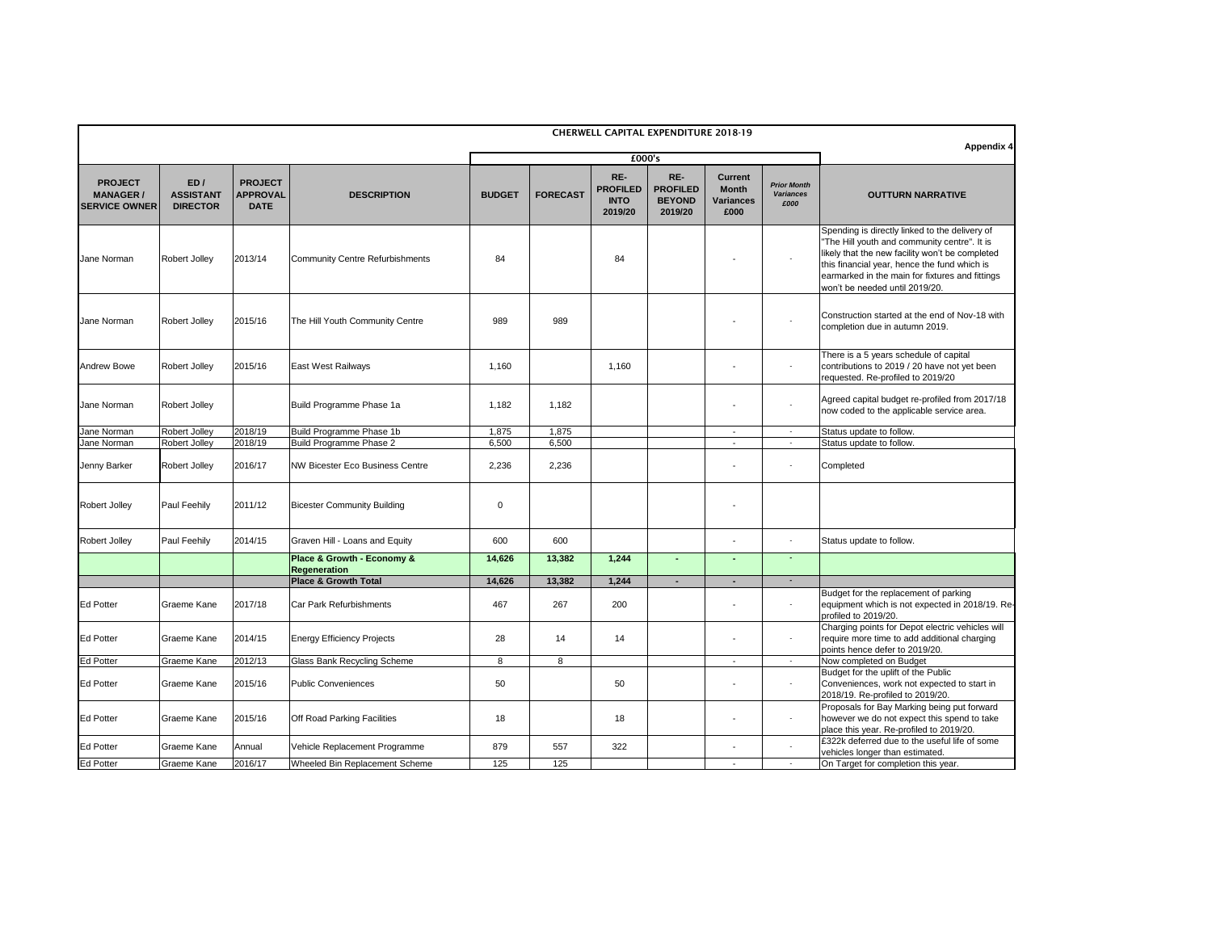# CHERWELL CAPITAL EXPENDITURE 2018-19

**Appendix 4**

| PROJECT MANAGER / SERVICE OWNER | ED / ASSISTANT DIRECTOR | PROJECT APPROVAL DATE | DESCRIPTION | £000's | | | | | | OUTTURN NARRATIVE |
|---|---|---|---|---|---|---|---|---|---|---|
| | | | | BUDGET | FORECAST | RE-PROFILED INTO 2019/20 | RE-PROFILED BEYOND 2019/20 | Current Month Variances £000 | *Prior Month Variances £000* | |
| Jane Norman | Robert Jolley | 2013/14 | Community Centre Refurbishments | 84 | | 84 | | - | - | Spending is directly linked to the delivery of "The Hill youth and community centre". It is likely that the new facility won't be completed this financial year, hence the fund which is earmarked in the main for fixtures and fittings won't be needed until 2019/20. |
| Jane Norman | Robert Jolley | 2015/16 | The Hill Youth Community Centre | 989 | 989 | | | - | - | Construction started at the end of Nov-18 with completion due in autumn 2019. |
| Andrew Bowe | Robert Jolley | 2015/16 | East West Railways | 1,160 | | 1,160 | | - | - | There is a 5 years schedule of capital contributions to 2019 / 20 have not yet been requested. Re-profiled to 2019/20 |
| Jane Norman | Robert Jolley | | Build Programme Phase 1a | 1,182 | 1,182 | | | - | - | Agreed capital budget re-profiled from 2017/18 now coded to the applicable service area. |
| Jane Norman | Robert Jolley | 2018/19 | Build Programme Phase 1b | 1,875 | 1,875 | | | - | - | Status update to follow. |
| Jane Norman | Robert Jolley | 2018/19 | Build Programme Phase 2 | 6,500 | 6,500 | | | - | - | Status update to follow. |
| Jenny Barker | Robert Jolley | 2016/17 | NW Bicester Eco Business Centre | 2,236 | 2,236 | | | - | - | Completed |
| Robert Jolley | Paul Feehily | 2011/12 | Bicester Community Building | 0 | | | | - | | |
| Robert Jolley | Paul Feehily | 2014/15 | Graven Hill - Loans and Equity | 600 | 600 | | | - | - | Status update to follow. |
| | | | **Place & Growth - Economy & Regeneration** | **14,626** | **13,382** | **1,244** | **-** | **-** | **-** | |
| | | | **Place & Growth Total** | **14,626** | **13,382** | **1,244** | **-** | **-** | **-** | |
| Ed Potter | Graeme Kane | 2017/18 | Car Park Refurbishments | 467 | 267 | 200 | | - | - | Budget for the replacement of parking equipment which is not expected in 2018/19. Re-profiled to 2019/20. |
| Ed Potter | Graeme Kane | 2014/15 | Energy Efficiency Projects | 28 | 14 | 14 | | - | - | Charging points for Depot electric vehicles will require more time to add additional charging points hence defer to 2019/20. |
| Ed Potter | Graeme Kane | 2012/13 | Glass Bank Recycling Scheme | 8 | 8 | | | - | - | Now completed on Budget |
| Ed Potter | Graeme Kane | 2015/16 | Public Conveniences | 50 | | 50 | | - | - | Budget for the uplift of the Public Conveniences, work not expected to start in 2018/19. Re-profiled to 2019/20. |
| Ed Potter | Graeme Kane | 2015/16 | Off Road Parking Facilities | 18 | | 18 | | - | - | Proposals for Bay Marking being put forward however we do not expect this spend to take place this year. Re-profiled to 2019/20. |
| Ed Potter | Graeme Kane | Annual | Vehicle Replacement Programme | 879 | 557 | 322 | | - | - | £322k deferred due to the useful life of some vehicles longer than estimated. |
| Ed Potter | Graeme Kane | 2016/17 | Wheeled Bin Replacement Scheme | 125 | 125 | | | - | - | On Target for completion this year. |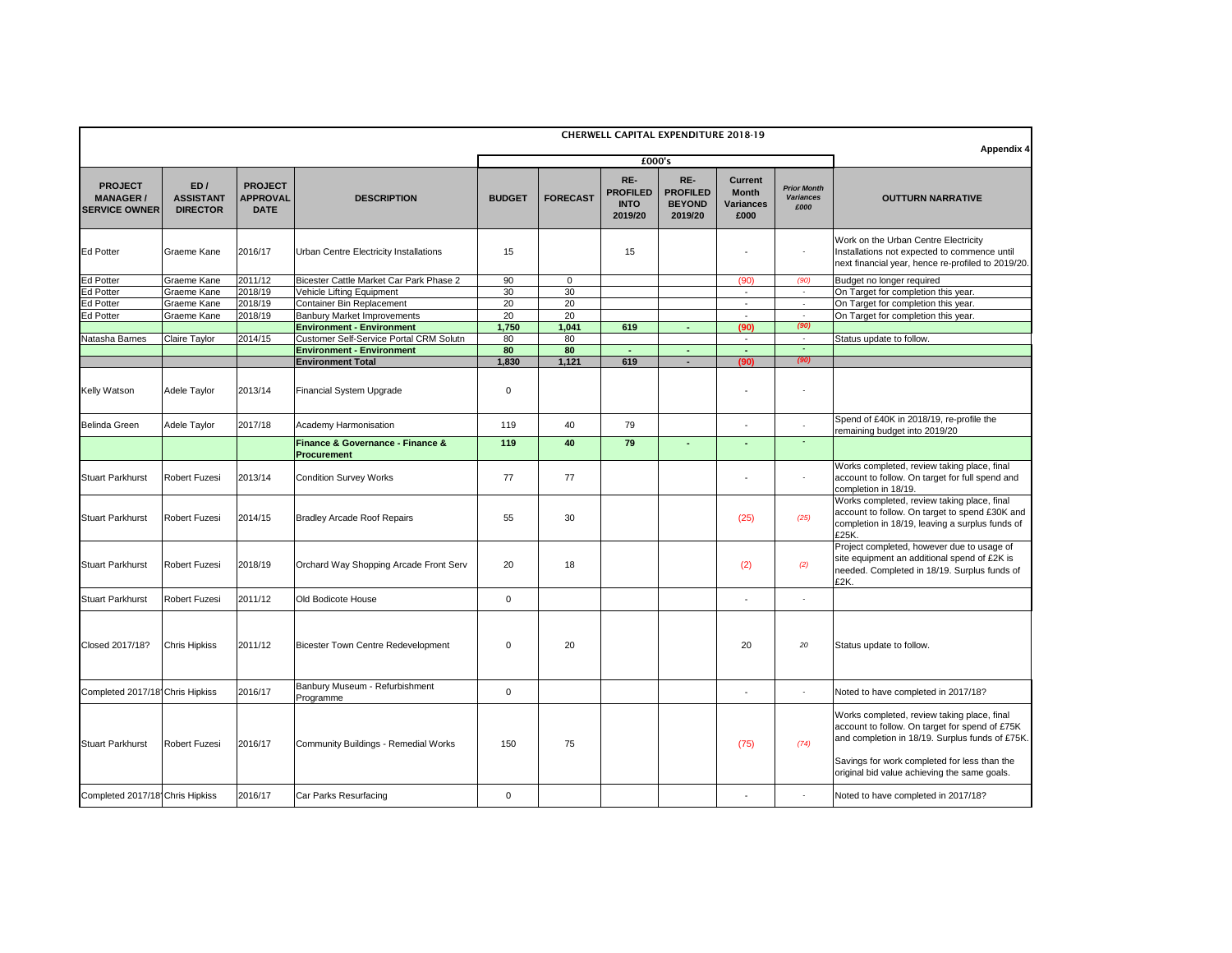# CHERWELL CAPITAL EXPENDITURE 2018-19

Appendix 4

| PROJECT MANAGER / SERVICE OWNER | ED / ASSISTANT DIRECTOR | PROJECT APPROVAL DATE | DESCRIPTION | £000's BUDGET | FORECAST | RE-PROFILED INTO 2019/20 | RE-PROFILED BEYOND 2019/20 | Current Month Variances £000 | Prior Month Variances £000 | OUTTURN NARRATIVE |
|---|---|---|---|---|---|---|---|---|---|---|
| Ed Potter | Graeme Kane | 2016/17 | Urban Centre Electricity Installations | 15 | | 15 | | - | - | Work on the Urban Centre Electricity Installations not expected to commence until next financial year, hence re-profiled to 2019/20. |
| Ed Potter | Graeme Kane | 2011/12 | Bicester Cattle Market Car Park Phase 2 | 90 | 0 | | | (90) | (90) | Budget no longer required |
| Ed Potter | Graeme Kane | 2018/19 | Vehicle Lifting Equipment | 30 | 30 | | | - | - | On Target for completion this year. |
| Ed Potter | Graeme Kane | 2018/19 | Container Bin Replacement | 20 | 20 | | | - | - | On Target for completion this year. |
| Ed Potter | Graeme Kane | 2018/19 | Banbury Market Improvements | 20 | 20 | | | - | - | On Target for completion this year. |
| | | | **Environment - Environment** | **1,750** | **1,041** | **619** | **-** | **(90)** | **(90)** | |
| Natasha Barnes | Claire Taylor | 2014/15 | Customer Self-Service Portal CRM Solutn | 80 | 80 | | | - | - | Status update to follow. |
| | | | **Environment - Environment** | **80** | **80** | **-** | **-** | **-** | **-** | |
| | | | **Environment Total** | **1,830** | **1,121** | **619** | **-** | **(90)** | **(90)** | |
| Kelly Watson | Adele Taylor | 2013/14 | Financial System Upgrade | 0 | | | | - | - | |
| Belinda Green | Adele Taylor | 2017/18 | Academy Harmonisation | 119 | 40 | 79 | | - | - | Spend of £40K in 2018/19, re-profile the remaining budget into 2019/20 |
| | | | **Finance & Governance - Finance & Procurement** | **119** | **40** | **79** | **-** | **-** | **-** | |
| Stuart Parkhurst | Robert Fuzesi | 2013/14 | Condition Survey Works | 77 | 77 | | | - | - | Works completed, review taking place, final account to follow. On target for full spend and completion in 18/19. |
| Stuart Parkhurst | Robert Fuzesi | 2014/15 | Bradley Arcade Roof Repairs | 55 | 30 | | | (25) | (25) | Works completed, review taking place, final account to follow. On target to spend £30K and completion in 18/19, leaving a surplus funds of £25K. |
| Stuart Parkhurst | Robert Fuzesi | 2018/19 | Orchard Way Shopping Arcade Front Serv | 20 | 18 | | | (2) | (2) | Project completed, however due to usage of site equipment an additional spend of £2K is needed. Completed in 18/19. Surplus funds of £2K. |
| Stuart Parkhurst | Robert Fuzesi | 2011/12 | Old Bodicote House | 0 | | | | - | - | |
| Closed 2017/18? | Chris Hipkiss | 2011/12 | Bicester Town Centre Redevelopment | 0 | 20 | | | 20 | 20 | Status update to follow. |
| Completed 2017/18 | Chris Hipkiss | 2016/17 | Banbury Museum - Refurbishment Programme | 0 | | | | - | - | Noted to have completed in 2017/18? |
| Stuart Parkhurst | Robert Fuzesi | 2016/17 | Community Buildings - Remedial Works | 150 | 75 | | | (75) | (74) | Works completed, review taking place, final account to follow. On target for spend of £75K and completion in 18/19. Surplus funds of £75K. Savings for work completed for less than the original bid value achieving the same goals. |
| Completed 2017/18 | Chris Hipkiss | 2016/17 | Car Parks Resurfacing | 0 | | | | - | - | Noted to have completed in 2017/18? |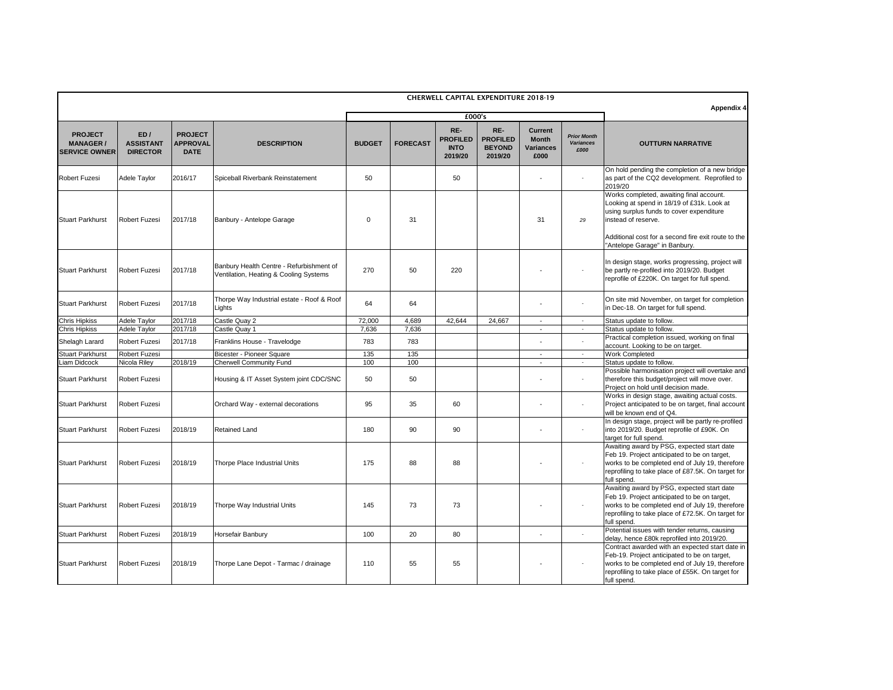# CHERWELL CAPITAL EXPENDITURE 2018-19

**Appendix 4**

| PROJECT MANAGER / SERVICE OWNER | ED / ASSISTANT DIRECTOR | PROJECT APPROVAL DATE | DESCRIPTION | £000's BUDGET | FORECAST | RE-PROFILED INTO 2019/20 | RE-PROFILED BEYOND 2019/20 | Current Month Variances £000 | *Prior Month Variances £000* | OUTTURN NARRATIVE |
|---|---|---|---|---|---|---|---|---|---|---|
| Robert Fuzesi | Adele Taylor | 2016/17 | Spiceball Riverbank Reinstatement | 50 | | 50 | | - | - | On hold pending the completion of a new bridge as part of the CQ2 development. Reprofiled to 2019/20 |
| Stuart Parkhurst | Robert Fuzesi | 2017/18 | Banbury - Antelope Garage | 0 | 31 | | | 31 | *29* | Works completed, awaiting final account. Looking at spend in 18/19 of £31k. Look at using surplus funds to cover expenditure instead of reserve. Additional cost for a second fire exit route to the "Antelope Garage" in Banbury. |
| Stuart Parkhurst | Robert Fuzesi | 2017/18 | Banbury Health Centre - Refurbishment of Ventilation, Heating & Cooling Systems | 270 | 50 | 220 | | - | - | In design stage, works progressing, project will be partly re-profiled into 2019/20. Budget reprofile of £220K. On target for full spend. |
| Stuart Parkhurst | Robert Fuzesi | 2017/18 | Thorpe Way Industrial estate - Roof & Roof Lights | 64 | 64 | | | - | - | On site mid November, on target for completion in Dec-18. On target for full spend. |
| Chris Hipkiss | Adele Taylor | 2017/18 | Castle Quay 2 | 72,000 | 4,689 | 42,644 | 24,667 | - | - | Status update to follow. |
| Chris Hipkiss | Adele Taylor | 2017/18 | Castle Quay 1 | 7,636 | 7,636 | | | - | - | Status update to follow. |
| Shelagh Larard | Robert Fuzesi | 2017/18 | Franklins House - Travelodge | 783 | 783 | | | - | - | Practical completion issued, working on final account. Looking to be on target. |
| Stuart Parkhurst | Robert Fuzesi | | Bicester - Pioneer Square | 135 | 135 | | | - | - | Work Completed |
| Liam Didcock | Nicola Riley | 2018/19 | Cherwell Community Fund | 100 | 100 | | | - | - | Status update to follow. |
| Stuart Parkhurst | Robert Fuzesi | | Housing & IT Asset System joint CDC/SNC | 50 | 50 | | | - | - | Possible harmonisation project will overtake and therefore this budget/project will move over. Project on hold until decision made. |
| Stuart Parkhurst | Robert Fuzesi | | Orchard Way - external decorations | 95 | 35 | 60 | | - | - | Works in design stage, awaiting actual costs. Project anticipated to be on target, final account will be known end of Q4. |
| Stuart Parkhurst | Robert Fuzesi | 2018/19 | Retained Land | 180 | 90 | 90 | | - | - | In design stage, project will be partly re-profiled into 2019/20. Budget reprofile of £90K. On target for full spend. |
| Stuart Parkhurst | Robert Fuzesi | 2018/19 | Thorpe Place Industrial Units | 175 | 88 | 88 | | - | - | Awaiting award by PSG, expected start date Feb 19. Project anticipated to be on target, works to be completed end of July 19, therefore reprofiling to take place of £87.5K. On target for full spend. |
| Stuart Parkhurst | Robert Fuzesi | 2018/19 | Thorpe Way Industrial Units | 145 | 73 | 73 | | - | - | Awaiting award by PSG, expected start date Feb 19. Project anticipated to be on target, works to be completed end of July 19, therefore reprofiling to take place of £72.5K. On target for full spend. |
| Stuart Parkhurst | Robert Fuzesi | 2018/19 | Horsefair Banbury | 100 | 20 | 80 | | - | - | Potential issues with tender returns, causing delay, hence £80k reprofiled into 2019/20. |
| Stuart Parkhurst | Robert Fuzesi | 2018/19 | Thorpe Lane Depot - Tarmac / drainage | 110 | 55 | 55 | | - | - | Contract awarded with an expected start date in Feb-19. Project anticipated to be on target, works to be completed end of July 19, therefore reprofiling to take place of £55K. On target for full spend. |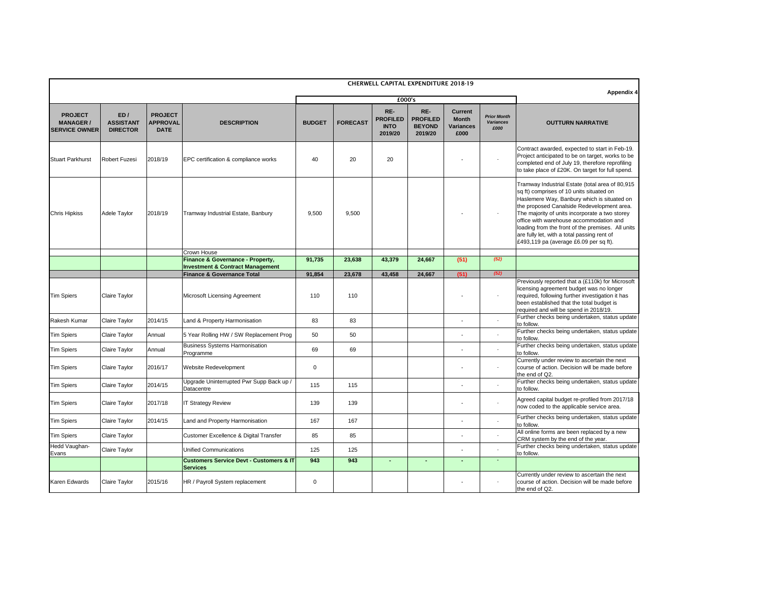# CHERWELL CAPITAL EXPENDITURE 2018-19

**Appendix 4**

| PROJECT MANAGER / SERVICE OWNER | ED / ASSISTANT DIRECTOR | PROJECT APPROVAL DATE | DESCRIPTION | BUDGET | FORECAST | RE-PROFILED INTO 2019/20 | RE-PROFILED BEYOND 2019/20 | Current Month Variances £000 | Prior Month Variances £000 | OUTTURN NARRATIVE |
|---|---|---|---|---|---|---|---|---|---|---|
| | | | | £000's | | | | | | |
| Stuart Parkhurst | Robert Fuzesi | 2018/19 | EPC certification & compliance works | 40 | 20 | 20 | | - | - | Contract awarded, expected to start in Feb-19. Project anticipated to be on target, works to be completed end of July 19, therefore reprofiling to take place of £20K. On target for full spend. |
| Chris Hipkiss | Adele Taylor | 2018/19 | Tramway Industrial Estate, Banbury | 9,500 | 9,500 | | | - | - | Tramway Industrial Estate (total area of 80,915 sq ft) comprises of 10 units situated on Haslemere Way, Banbury which is situated on the proposed Canalside Redevelopment area. The majority of units incorporate a two storey office with warehouse accommodation and loading from the front of the premises. All units are fully let, with a total passing rent of £493,119 pa (average £6.09 per sq ft). |
| | | | Crown House | | | | | | | |
| | | | **Finance & Governance - Property, Investment & Contract Management** | **91,735** | **23,638** | **43,379** | **24,667** | **(51)** | *(52)* | |
| | | | **Finance & Governance Total** | **91,854** | **23,678** | **43,458** | **24,667** | **(51)** | *(52)* | |
| Tim Spiers | Claire Taylor | | Microsoft Licensing Agreement | 110 | 110 | | | - | - | Previously reported that a (£110k) for Microsoft licensing agreement budget was no longer required, following further investigation it has been established that the total budget is required and will be spend in 2018/19. |
| Rakesh Kumar | Claire Taylor | 2014/15 | Land & Property Harmonisation | 83 | 83 | | | - | - | Further checks being undertaken, status update to follow. |
| Tim Spiers | Claire Taylor | Annual | 5 Year Rolling HW / SW Replacement Prog | 50 | 50 | | | - | - | Further checks being undertaken, status update to follow. |
| Tim Spiers | Claire Taylor | Annual | Business Systems Harmonisation Programme | 69 | 69 | | | - | - | Further checks being undertaken, status update to follow. |
| Tim Spiers | Claire Taylor | 2016/17 | Website Redevelopment | 0 | | | | - | - | Currently under review to ascertain the next course of action. Decision will be made before the end of Q2. |
| Tim Spiers | Claire Taylor | 2014/15 | Upgrade Uninterrupted Pwr Supp Back up / Datacentre | 115 | 115 | | | - | - | Further checks being undertaken, status update to follow. |
| Tim Spiers | Claire Taylor | 2017/18 | IT Strategy Review | 139 | 139 | | | - | - | Agreed capital budget re-profiled from 2017/18 now coded to the applicable service area. |
| Tim Spiers | Claire Taylor | 2014/15 | Land and Property Harmonisation | 167 | 167 | | | - | - | Further checks being undertaken, status update to follow. |
| Tim Spiers | Claire Taylor | | Customer Excellence & Digital Transfer | 85 | 85 | | | - | - | All online forms are been replaced by a new CRM system by the end of the year. |
| Hedd Vaughan-Evans | Claire Taylor | | Unified Communications | 125 | 125 | | | - | - | Further checks being undertaken, status update to follow. |
| | | | **Customers Service Devt - Customers & IT Services** | **943** | **943** | **-** | **-** | **-** | - | |
| Karen Edwards | Claire Taylor | 2015/16 | HR / Payroll System replacement | 0 | | | | - | - | Currently under review to ascertain the next course of action. Decision will be made before the end of Q2. |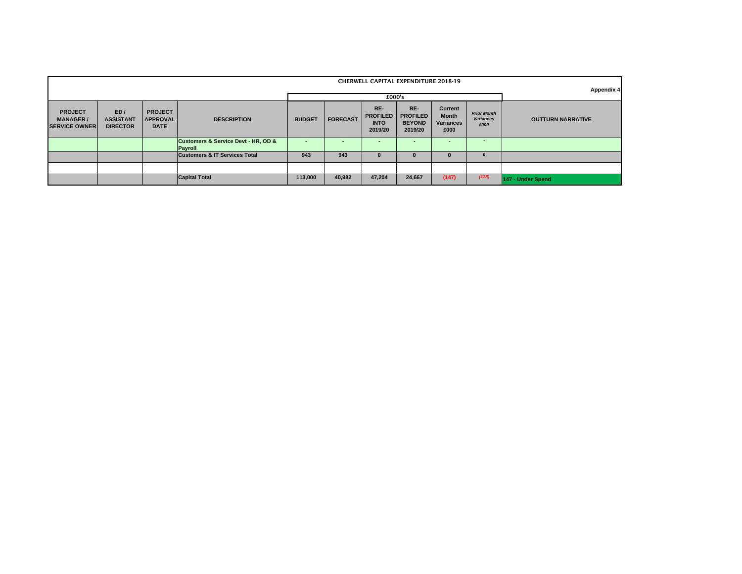CHERWELL CAPITAL EXPENDITURE 2018-19

Appendix 4

| | | | | £000's | | | | | | |
|---|---|---|---|---|---|---|---|---|---|---|
| **PROJECT MANAGER / SERVICE OWNER** | **ED / ASSISTANT DIRECTOR** | **PROJECT APPROVAL DATE** | **DESCRIPTION** | **BUDGET** | **FORECAST** | **RE-PROFILED INTO 2019/20** | **RE-PROFILED BEYOND 2019/20** | **Current Month Variances £000** | ***Prior Month Variances £000*** | **OUTTURN NARRATIVE** |
| | | | **Customers & Service Devt - HR, OD & Payroll** | - | - | - | - | - | - | |
| | | | **Customers & IT Services Total** | 943 | 943 | 0 | 0 | 0 | *0* | |
| | | | | | | | | | | |
| | | | **Capital Total** | 113,000 | 40,982 | 47,204 | 24,667 | (147) | *(128)* | 147 - Under Spend |